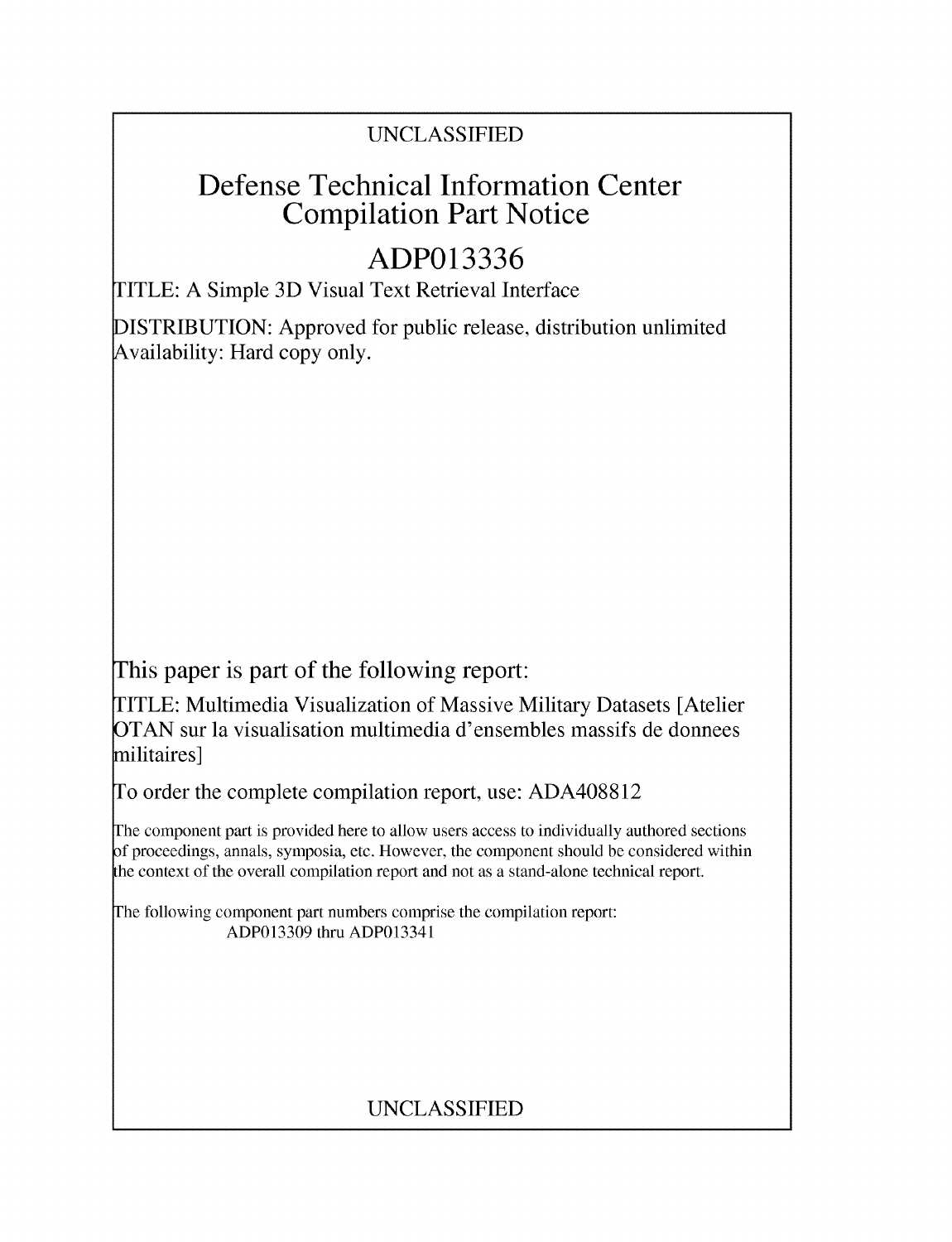UNCLASSIFIED

# Defense Technical Information Center Compilation Part Notice

# ADP013336

TITLE: A Simple 3D Visual Text Retrieval Interface

DISTRIBUTION: Approved for public release, distribution unlimited
Availability: Hard copy only.

This paper is part of the following report:

TITLE: Multimedia Visualization of Massive Military Datasets [Atelier OTAN sur la visualisation multimedia d'ensembles massifs de donnees militaires]

To order the complete compilation report, use: ADA408812

The component part is provided here to allow users access to individually authored sections of proceedings, annals, symposia, etc. However, the component should be considered within the context of the overall compilation report and not as a stand-alone technical report.

The following component part numbers comprise the compilation report:
ADP013309 thru ADP013341

UNCLASSIFIED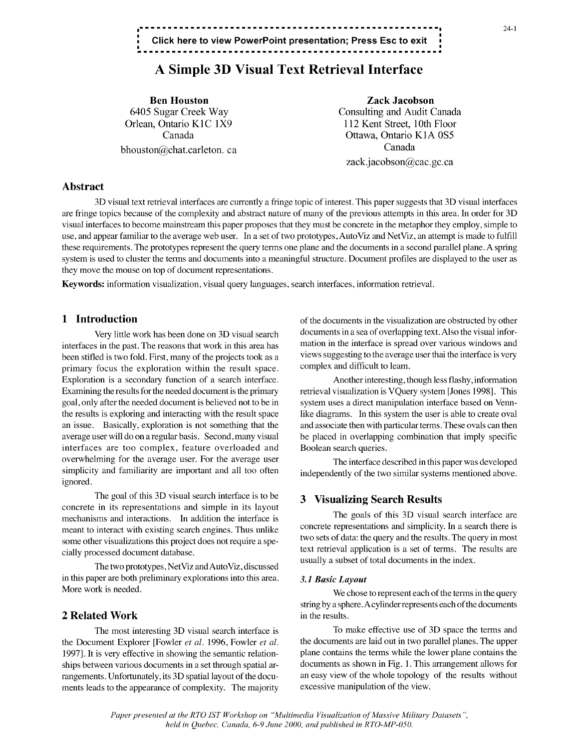Click here to view PowerPoint presentation; Press Esc to exit

# A Simple 3D Visual Text Retrieval Interface

**Ben Houston**
6405 Sugar Creek Way
Orlean, Ontario K1C 1X9
Canada
bhouston@chat.carleton. ca

**Zack Jacobson**
Consulting and Audit Canada
112 Kent Street, 10th Floor
Ottawa, Ontario K1A 0S5
Canada
zack.jacobson@cac.gc.ca

## Abstract

3D visual text retrieval interfaces are currently a fringe topic of interest. This paper suggests that 3D visual interfaces are fringe topics because of the complexity and abstract nature of many of the previous attempts in this area. In order for 3D visual interfaces to become mainstream this paper proposes that they must be concrete in the metaphor they employ, simple to use, and appear familiar to the average web user. In a set of two prototypes, AutoViz and NetViz, an attempt is made to fulfill these requirements. The prototypes represent the query terms one plane and the documents in a second parallel plane. A spring system is used to cluster the terms and documents into a meaningful structure. Document profiles are displayed to the user as they move the mouse on top of document representations.

**Keywords:** information visualization, visual query languages, search interfaces, information retrieval.

## 1 Introduction

Very little work has been done on 3D visual search interfaces in the past. The reasons that work in this area has been stifled is two fold. First, many of the projects took as a primary focus the exploration within the result space. Exploration is a secondary function of a search interface. Examining the results for the needed document is the primary goal, only after the needed document is believed not to be in the results is exploring and interacting with the result space an issue. Basically, exploration is not something that the average user will do on a regular basis. Second, many visual interfaces are too complex, feature overloaded and overwhelming for the average user. For the average user simplicity and familiarity are important and all too often ignored.

The goal of this 3D visual search interface is to be concrete in its representations and simple in its layout mechanisms and interactions. In addition the interface is meant to interact with existing search engines. Thus unlike some other visualizations this project does not require a specially processed document database.

The two prototypes, NetViz and AutoViz, discussed in this paper are both preliminary explorations into this area. More work is needed.

## 2 Related Work

The most interesting 3D visual search interface is the Document Explorer [Fowler *et al.* 1996, Fowler *et al.* 1997]. It is very effective in showing the semantic relationships between various documents in a set through spatial arrangements. Unfortunately, its 3D spatial layout of the documents leads to the appearance of complexity. The majority of the documents in the visualization are obstructed by other documents in a sea of overlapping text. Also the visual information in the interface is spread over various windows and views suggesting to the average user thai the interface is very complex and difficult to leam.

Another interesting, though less flashy, information retrieval visualization is VQuery system [Jones 1998]. This system uses a direct manipulation interface based on Venn-like diagrams. In this system the user is able to create oval and associate then with particular terms. These ovals can then be placed in overlapping combination that imply specific Boolean search queries.

The interface described in this paper was developed independently of the two similar systems mentioned above.

## 3 Visualizing Search Results

The goals of this 3D visual search interface are concrete representations and simplicity. In a search there is two sets of data: the query and the results. The query in most text retrieval application is a set of terms. The results are usually a subset of total documents in the index.

### *3.1 Basic Layout*

We chose to represent each of the terms in the query string by a sphere. A cylinder represents each of the documents in the results.

To make effective use of 3D space the terms and the documents are laid out in two parallel planes. The upper plane contains the terms while the lower plane contains the documents as shown in Fig. 1. This arrangement allows for an easy view of the whole topology of the results without excessive manipulation of the view.

*Paper presented at the RTO IST Workshop on "Multimedia Visualization of Massive Military Datasets", held in Quebec, Canada, 6-9 June 2000, and published in RTO-MP-050.*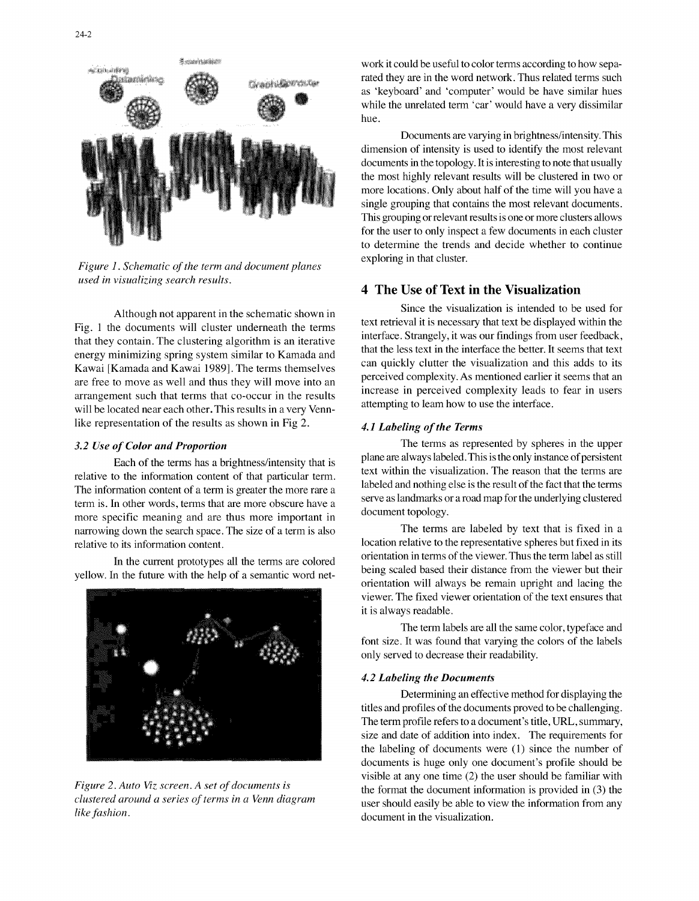*Figure 1. Schematic of the term and document planes used in visualizing search results.*

Although not apparent in the schematic shown in Fig. 1 the documents will cluster underneath the terms that they contain. The clustering algorithm is an iterative energy minimizing spring system similar to Kamada and Kawai [Kamada and Kawai 1989]. The terms themselves are free to move as well and thus they will move into an arrangement such that terms that co-occur in the results will be located near each other. This results in a very Venn-like representation of the results as shown in Fig 2.

### *3.2 Use of Color and Proportion*

Each of the terms has a brightness/intensity that is relative to the information content of that particular term. The information content of a term is greater the more rare a term is. In other words, terms that are more obscure have a more specific meaning and are thus more important in narrowing down the search space. The size of a term is also relative to its information content.

In the current prototypes all the terms are colored yellow. In the future with the help of a semantic word network it could be useful to color terms according to how separated they are in the word network. Thus related terms such as 'keyboard' and 'computer' would be have similar hues while the unrelated term 'car' would have a very dissimilar hue.

*Figure 2. Auto Viz screen. A set of documents is clustered around a series of terms in a Venn diagram like fashion.*

Documents are varying in brightness/intensity. This dimension of intensity is used to identify the most relevant documents in the topology. It is interesting to note that usually the most highly relevant results will be clustered in two or more locations. Only about half of the time will you have a single grouping that contains the most relevant documents. This grouping or relevant results is one or more clusters allows for the user to only inspect a few documents in each cluster to determine the trends and decide whether to continue exploring in that cluster.

## 4 The Use of Text in the Visualization

Since the visualization is intended to be used for text retrieval it is necessary that text be displayed within the interface. Strangely, it was our findings from user feedback, that the less text in the interface the better. It seems that text can quickly clutter the visualization and this adds to its perceived complexity. As mentioned earlier it seems that an increase in perceived complexity leads to fear in users attempting to learn how to use the interface.

### *4.1 Labeling of the Terms*

The terms as represented by spheres in the upper plane are always labeled. This is the only instance of persistent text within the visualization. The reason that the terms are labeled and nothing else is the result of the fact that the terms serve as landmarks or a road map for the underlying clustered document topology.

The terms are labeled by text that is fixed in a location relative to the representative spheres but fixed in its orientation in terms of the viewer. Thus the term label as still being scaled based their distance from the viewer but their orientation will always be remain upright and facing the viewer. The fixed viewer orientation of the text ensures that it is always readable.

The term labels are all the same color, typeface and font size. It was found that varying the colors of the labels only served to decrease their readability.

### *4.2 Labeling the Documents*

Determining an effective method for displaying the titles and profiles of the documents proved to be challenging. The term profile refers to a document's title, URL, summary, size and date of addition into index. The requirements for the labeling of documents were (1) since the number of documents is huge only one document's profile should be visible at any one time (2) the user should be familiar with the format the document information is provided in (3) the user should easily be able to view the information from any document in the visualization.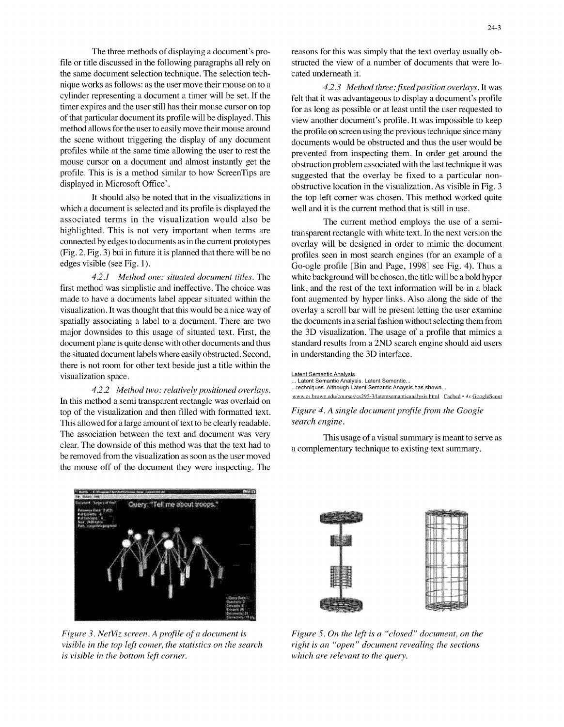The three methods of displaying a document's profile or title discussed in the following paragraphs all rely on the same document selection technique. The selection technique works as follows: as the user move their mouse on to a cylinder representing a document a timer will be set. If the timer expires and the user still has their mouse cursor on top of that particular document its profile will be displayed. This method allows for the user to easily move their mouse around the scene without triggering the display of any document profiles while at the same time allowing the user to rest the mouse cursor on a document and almost instantly get the profile. This is is a method similar to how ScreenTips are displayed in Microsoft Office'.

It should also be noted that in the visualizations in which a document is selected and its profile is displayed the associated terms in the visualization would also be highlighted. This is not very important when terms are connected by edges to documents as in the current prototypes (Fig. 2, Fig. 3) bui in future it is planned that there will be no edges visible (see Fig. 1).

*4.2.1 Method one: situated document titles.* The first method was simplistic and ineffective. The choice was made to have a documents label appear situated within the visualization. It was thought that this would be a nice way of spatially associating a label to a document. There are two major downsides to this usage of situated text. First, the document plane is quite dense with other documents and thus the situated document labels where easily obstructed. Second, there is not room for other text beside just a title within the visualization space.

*4.2.2 Method two: relatively positioned overlays.* In this method a semi transparent rectangle was overlaid on top of the visualization and then filled with formatted text. This allowed for a large amount of text to be clearly readable. The association between the text and document was very clear. The downside of this method was that the text had to be removed from the visualization as soon as the user moved the mouse off of the document they were inspecting. The reasons for this was simply that the text overlay usually obstructed the view of a number of documents that were located underneath it.

*4.2.3 Method three: fixed position overlays.* It was felt that it was advantageous to display a document's profile for as long as possible or at least until the user requested to view another document's profile. It was impossible to keep the profile on screen using the previous technique since many documents would be obstructed and thus the user would be prevented from inspecting them. In order get around the obstruction problem associated with the last technique it was suggested that the overlay be fixed to a particular non-obstructive location in the visualization. As visible in Fig. 3 the top left corner was chosen. This method worked quite well and it is the current method that is still in use.

The current method employs the use of a semi-transparent rectangle with white text. In the next version the overlay will be designed in order to mimic the document profiles seen in most search engines (for an example of a Go-ogle profile [Bin and Page, 1998] see Fig. 4). Thus a white background will be chosen, the title will be a bold hyper link, and the rest of the text information will be in a black font augmented by hyper links. Also along the side of the overlay a scroll bar will be present letting the user examine the documents in a serial fashion without selecting them from the 3D visualization. The usage of a profile that mimics a standard results from a 2ND search engine should aid users in understanding the 3D interface.

Latent Semantic Analysis
... Latent Semantic Analysis. Latent Semantic...
...techniques. Although Latent Semantic Anaysis has shown...
www.cs.brown.edu/courses/cs295-3/latentsemanticanalysis.html Cached • 4k GoogleScout

*Figure 4. A single document profile from the Google search engine.*

This usage of a visual summary is meant to serve as a complementary technique to existing text summary.

*Figure 3. NetViz screen. A profile of a document is visible in the top left comer, the statistics on the search is visible in the bottom left corner.*

*Figure 5. On the left is a "closed" document, on the right is an "open" document revealing the sections which are relevant to the query.*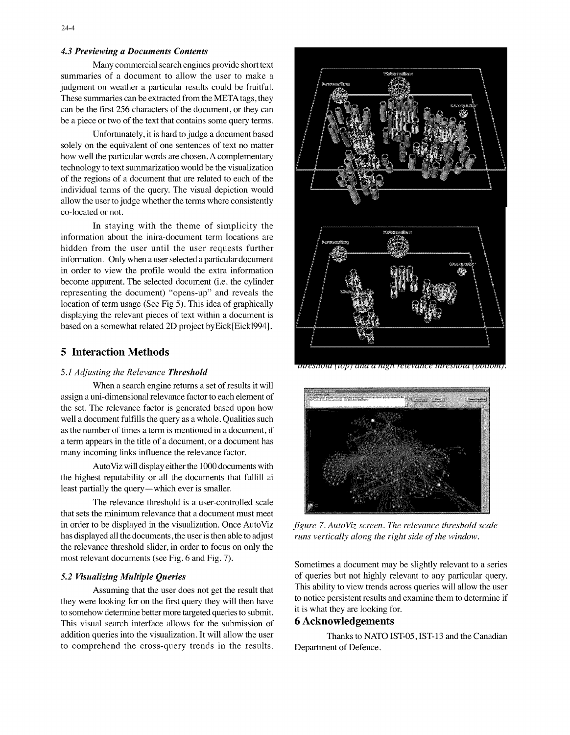### 4.3 Previewing a Documents Contents

Many commercial search engines provide short text summaries of a document to allow the user to make a judgment on weather a particular results could be fruitful. These summaries can be extracted from the META tags, they can be the first 256 characters of the document, or they can be a piece or two of the text that contains some query terms.

Unfortunately, it is hard to judge a document based solely on the equivalent of one sentences of text no matter how well the particular words are chosen. A complementary technology to text summarization would be the visualization of the regions of a document that are related to each of the individual terms of the query. The visual depiction would allow the user to judge whether the terms where consistently co-located or not.

In staying with the theme of simplicity the information about the inira-document term locations are hidden from the user until the user requests further information. Only when a user selected a particular document in order to view the profile would the extra information become apparent. The selected document (i.e. the cylinder representing the document) "opens-up" and reveals the location of term usage (See Fig 5). This idea of graphically displaying the relevant pieces of text within a document is based on a somewhat related 2D project byEick[Eick1994].

threshold (top) and a high relevance threshold (bottom).

figure 7. AutoViz screen. The relevance threshold scale runs vertically along the right side of the window.

## 5 Interaction Methods

### 5.1 Adjusting the Relevance Threshold

When a search engine returns a set of results it will assign a uni-dimensional relevance factor to each element of the set. The relevance factor is generated based upon how well a document fulfills the query as a whole. Qualities such as the number of times a term is mentioned in a document, if a term appears in the title of a document, or a document has many incoming links influence the relevance factor.

AutoViz will display either the 1000 documents with the highest reputability or all the documents that fullill ai least partially the query—which ever is smaller.

The relevance threshold is a user-controlled scale that sets the minimum relevance that a document must meet in order to be displayed in the visualization. Once AutoViz has displayed all the documents, the user is then able to adjust the relevance threshold slider, in order to focus on only the most relevant documents (see Fig. 6 and Fig. 7).

### 5.2 Visualizing Multiple Queries

Assuming that the user does not get the result that they were looking for on the first query they will then have to somehow determine better more targeted queries to submit. This visual search interface allows for the submission of addition queries into the visualization. It will allow the user to comprehend the cross-query trends in the results. Sometimes a document may be slightly relevant to a series of queries but not highly relevant to any particular query. This ability to view trends across queries will allow the user to notice persistent results and examine them to determine if it is what they are looking for.

## 6 Acknowledgements

Thanks to NATO IST-05, IST-13 and the Canadian Department of Defence.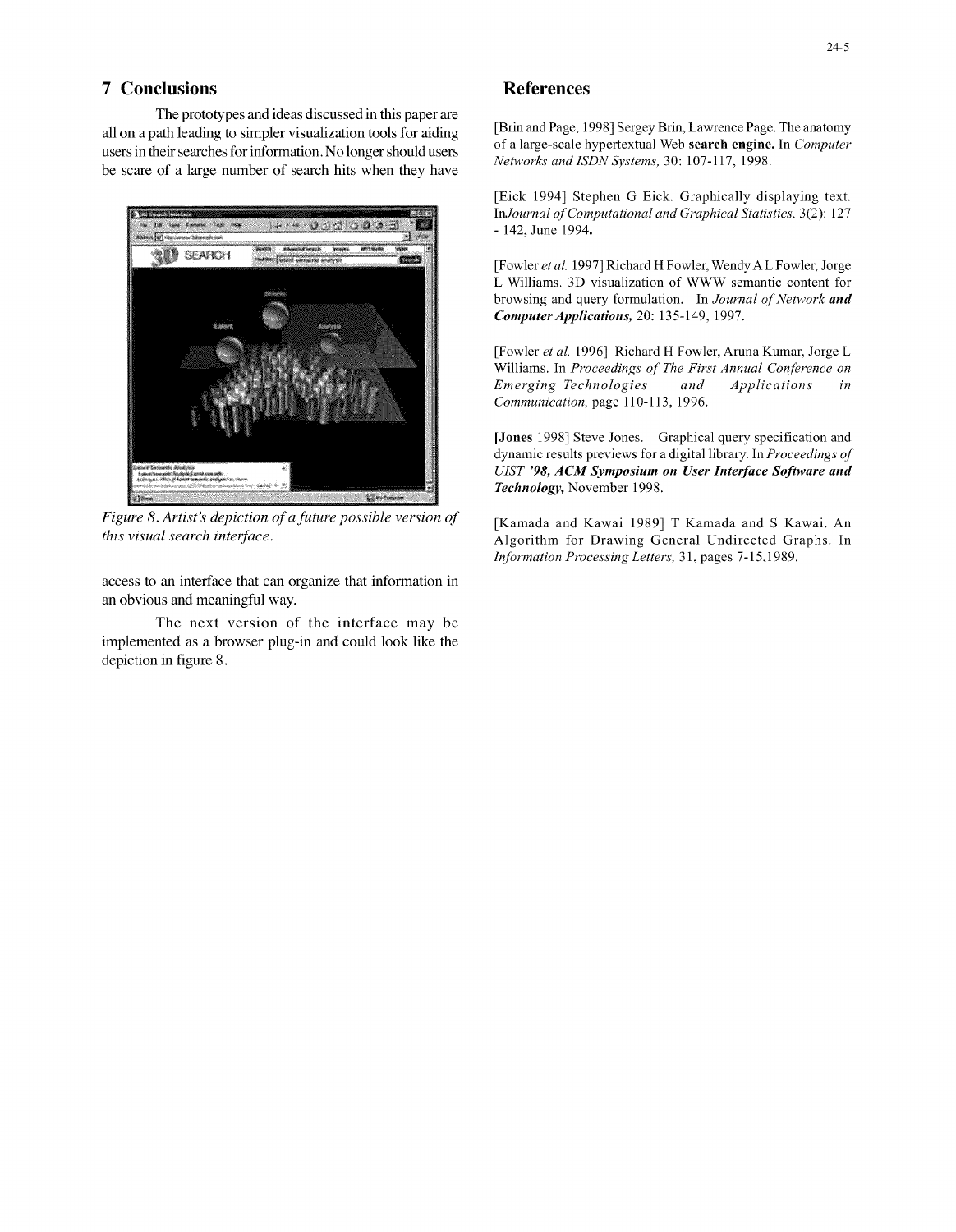## 7 Conclusions

The prototypes and ideas discussed in this paper are all on a path leading to simpler visualization tools for aiding users in their searches for information. No longer should users be scare of a large number of search hits when they have access to an interface that can organize that information in an obvious and meaningful way.

*Figure 8. Artist's depiction of a future possible version of this visual search interface.*

The next version of the interface may be implemented as a browser plug-in and could look like the depiction in figure 8.

## References

[Brin and Page, 1998] Sergey Brin, Lawrence Page. The anatomy of a large-scale hypertextual Web **search engine.** In *Computer Networks and ISDN Systems,* 30: 107-117, 1998.

[Eick 1994] Stephen G Eick. Graphically displaying text. In*Journal of Computational and Graphical Statistics,* 3(2): 127 - 142, June 1994**.**

[Fowler *et al.* 1997] Richard H Fowler, Wendy A L Fowler, Jorge L Williams. 3D visualization of WWW semantic content for browsing and query formulation. In *Journal of Network* ***and Computer Applications,*** 20: 135-149, 1997.

[Fowler *et al.* 1996] Richard H Fowler, Aruna Kumar, Jorge L Williams. In *Proceedings of The First Annual Conference on Emerging Technologies and Applications in Communication,* page 110-113, 1996.

[**Jones** 1998] Steve Jones. Graphical query specification and dynamic results previews for a digital library. In *Proceedings of UIST* ***'98, ACM Symposium on User Interface Software and Technology,*** November 1998.

[Kamada and Kawai 1989] T Kamada and S Kawai. An Algorithm for Drawing General Undirected Graphs. In *Information Processing Letters,* 31, pages 7-15,1989.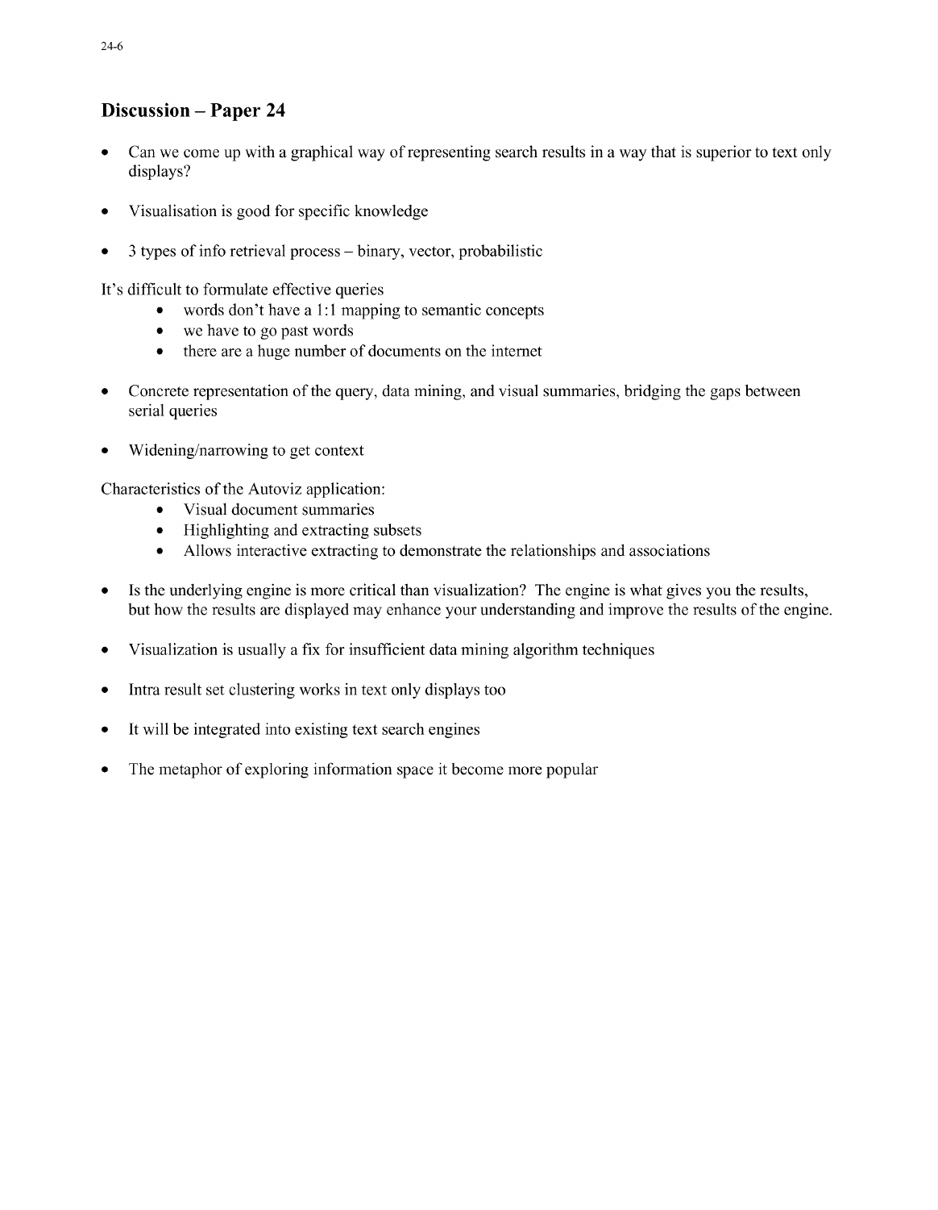## Discussion – Paper 24

- Can we come up with a graphical way of representing search results in a way that is superior to text only displays?
- Visualisation is good for specific knowledge
- 3 types of info retrieval process – binary, vector, probabilistic

It's difficult to formulate effective queries

- words don't have a 1:1 mapping to semantic concepts
- we have to go past words
- there are a huge number of documents on the internet

- Concrete representation of the query, data mining, and visual summaries, bridging the gaps between serial queries
- Widening/narrowing to get context

Characteristics of the Autoviz application:

- Visual document summaries
- Highlighting and extracting subsets
- Allows interactive extracting to demonstrate the relationships and associations

- Is the underlying engine is more critical than visualization? The engine is what gives you the results, but how the results are displayed may enhance your understanding and improve the results of the engine.
- Visualization is usually a fix for insufficient data mining algorithm techniques
- Intra result set clustering works in text only displays too
- It will be integrated into existing text search engines
- The metaphor of exploring information space it become more popular